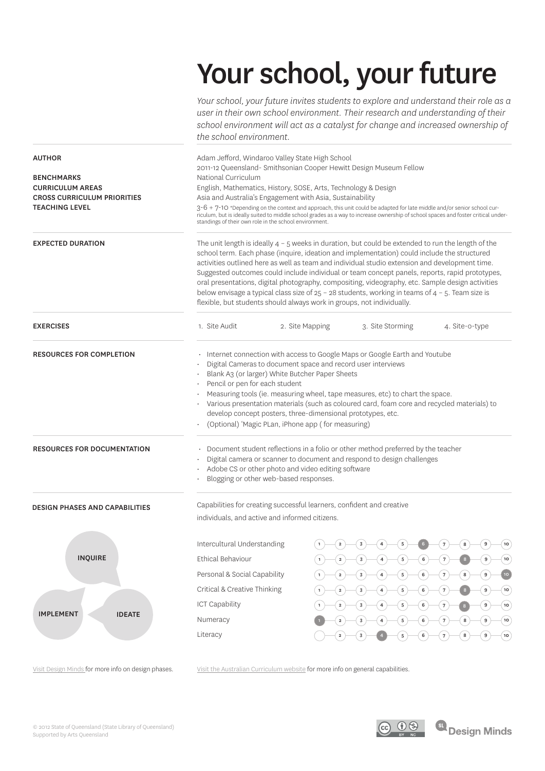# Your school, your future

*Your school, your future invites students to explore and understand their role as a user in their own school environment. Their research and understanding of their school environment will act as a catalyst for change and increased ownership of the school environment.*

**AUTHOR**
Adam Jefford, Windaroo Valley State High School
2011-12 Queensland- Smithsonian Cooper Hewitt Design Museum Fellow

**BENCHMARKS**
National Curriculum

**CURRICULUM AREAS**
English, Mathematics, History, SOSE, Arts, Technology & Design

**CROSS CURRICULUM PRIORITIES**
Asia and Australia's Engagement with Asia, Sustainability

**TEACHING LEVEL**
3-6 + 7-10 *Depending on the context and approach, this unit could be adapted for late middle and/or senior school curriculum, but is ideally suited to middle school grades as a way to increase ownership of school spaces and foster critical understandings of their own role in the school environment.

**EXPECTED DURATION**

The unit length is ideally 4 – 5 weeks in duration, but could be extended to run the length of the school term. Each phase (inquire, ideation and implementation) could include the structured activities outlined here as well as team and individual studio extension and development time. Suggested outcomes could include individual or team concept panels, reports, rapid prototypes, oral presentations, digital photography, compositing, videography, etc. Sample design activities below envisage a typical class size of 25 – 28 students, working in teams of 4 – 5. Team size is flexible, but students should always work in groups, not individually.

**EXERCISES**

1. Site Audit
2. Site Mapping
3. Site Storming
4. Site-o-type

**RESOURCES FOR COMPLETION**

- Internet connection with access to Google Maps or Google Earth and Youtube
- Digital Cameras to document space and record user interviews
- Blank A3 (or larger) White Butcher Paper Sheets
- Pencil or pen for each student
- Measuring tools (ie. measuring wheel, tape measures, etc) to chart the space.
- Various presentation materials (such as coloured card, foam core and recycled materials) to develop concept posters, three-dimensional prototypes, etc.
- (Optional) 'Magic PLan, iPhone app ( for measuring)

**RESOURCES FOR DOCUMENTATION**

- Document student reflections in a folio or other method preferred by the teacher
- Digital camera or scanner to document and respond to design challenges
- Adobe CS or other photo and video editing software
- Blogging or other web-based responses.

**DESIGN PHASES AND CAPABILITIES**

INQUIRE – IDEATE – IMPLEMENT

Capabilities for creating successful learners, confident and creative individuals, and active and informed citizens.

| Capability | Level (1–10) |
| --- | --- |
| Intercultural Understanding | 6 |
| Ethical Behaviour | 8 |
| Personal & Social Capability | 10 |
| Critical & Creative Thinking | 8 |
| ICT Capability | 8 |
| Numeracy | 1 |
| Literacy | 4 |

Visit Design Minds for more info on design phases.

Visit the Australian Curriculum website for more info on general capabilities.

© 2012 State of Queensland (State Library of Queensland)
Supported by Arts Queensland

Design Minds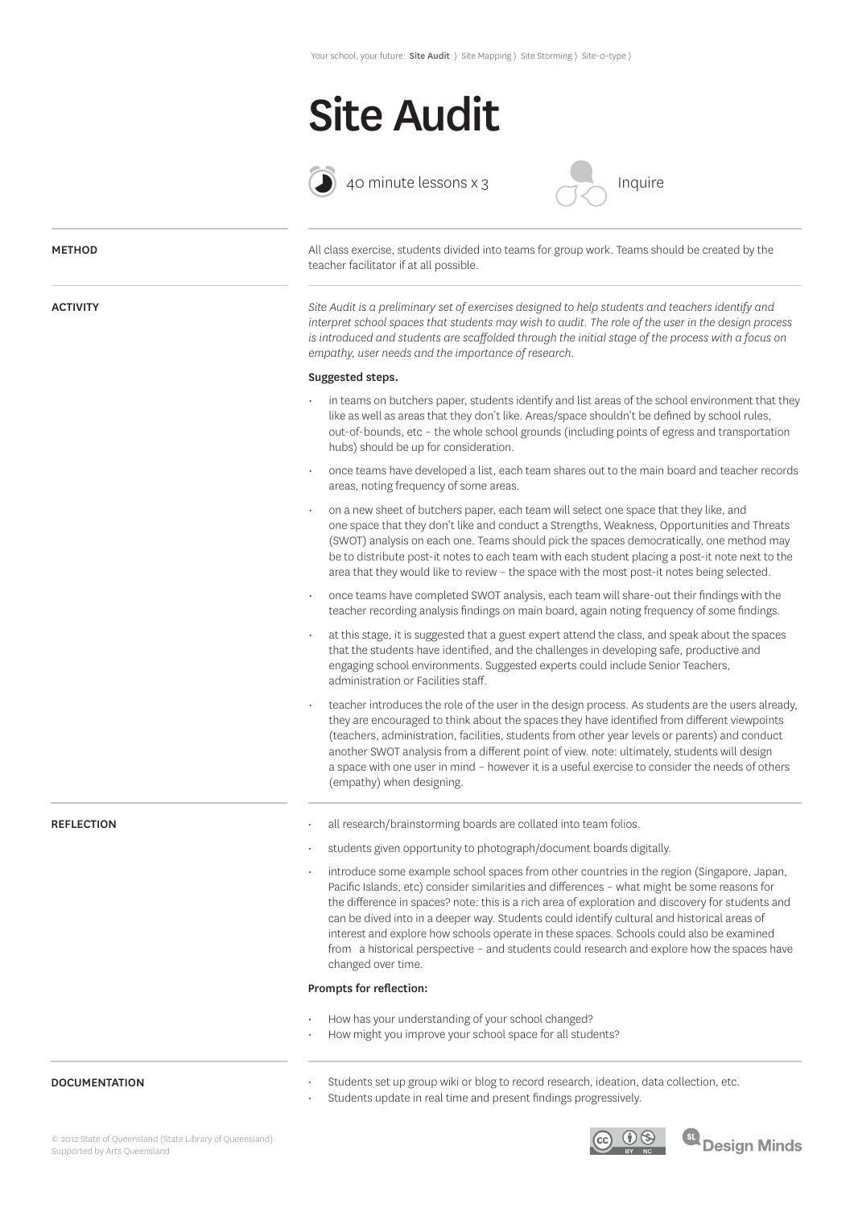Your school, your future: **Site Audit** ⟩ Site Mapping ⟩ Site Storming ⟩ Site-o-type ⟩

# Site Audit

40 minute lessons x 3

Inquire

## METHOD

All class exercise, students divided into teams for group work. Teams should be created by the teacher facilitator if at all possible.

## ACTIVITY

*Site Audit is a preliminary set of exercises designed to help students and teachers identify and interpret school spaces that students may wish to audit. The role of the user in the design process is introduced and students are scaffolded through the initial stage of the process with a focus on empathy, user needs and the importance of research.*

**Suggested steps.**

- in teams on butchers paper, students identify and list areas of the school environment that they like as well as areas that they don't like. Areas/space shouldn't be defined by school rules, out-of-bounds, etc – the whole school grounds (including points of egress and transportation hubs) should be up for consideration.
- once teams have developed a list, each team shares out to the main board and teacher records areas, noting frequency of some areas.
- on a new sheet of butchers paper, each team will select one space that they like, and one space that they don't like and conduct a Strengths, Weakness, Opportunities and Threats (SWOT) analysis on each one. Teams should pick the spaces democratically, one method may be to distribute post-it notes to each team with each student placing a post-it note next to the area that they would like to review – the space with the most post-it notes being selected.
- once teams have completed SWOT analysis, each team will share-out their findings with the teacher recording analysis findings on main board, again noting frequency of some findings.
- at this stage, it is suggested that a guest expert attend the class, and speak about the spaces that the students have identified, and the challenges in developing safe, productive and engaging school environments. Suggested experts could include Senior Teachers, administration or Facilities staff.
- teacher introduces the role of the user in the design process. As students are the users already, they are encouraged to think about the spaces they have identified from different viewpoints (teachers, administration, facilities, students from other year levels or parents) and conduct another SWOT analysis from a different point of view. note: ultimately, students will design a space with one user in mind – however it is a useful exercise to consider the needs of others (empathy) when designing.

## REFLECTION

- all research/brainstorming boards are collated into team folios.
- students given opportunity to photograph/document boards digitally.
- introduce some example school spaces from other countries in the region (Singapore, Japan, Pacific Islands, etc) consider similarities and differences – what might be some reasons for the difference in spaces? note: this is a rich area of exploration and discovery for students and can be dived into in a deeper way. Students could identify cultural and historical areas of interest and explore how schools operate in these spaces. Schools could also be examined from a historical perspective – and students could research and explore how the spaces have changed over time.

**Prompts for reflection:**

- How has your understanding of your school changed?
- How might you improve your school space for all students?

## DOCUMENTATION

- Students set up group wiki or blog to record research, ideation, data collection, etc.
- Students update in real time and present findings progressively.

© 2012 State of Queensland (State Library of Queensland)
Supported by Arts Queensland

Design Minds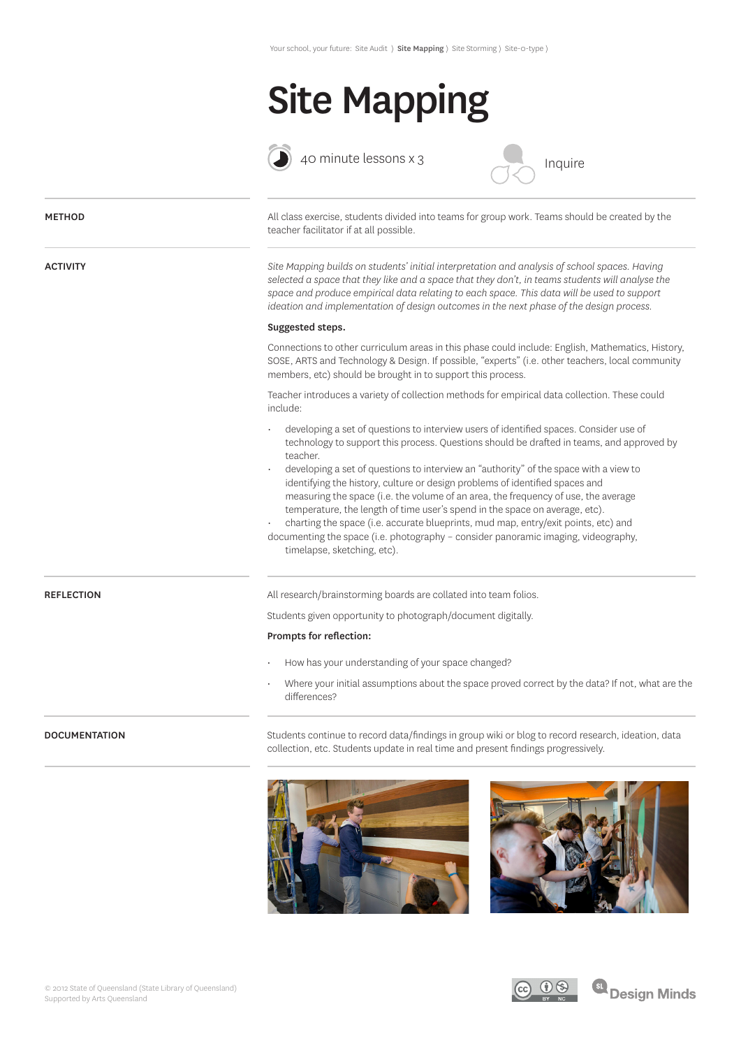Your school, your future: Site Audit 〉 **Site Mapping** 〉 Site Storming 〉 Site-o-type 〉

# Site Mapping

40 minute lessons x 3

Inquire

**METHOD**

All class exercise, students divided into teams for group work. Teams should be created by the teacher facilitator if at all possible.

**ACTIVITY**

*Site Mapping builds on students' initial interpretation and analysis of school spaces. Having selected a space that they like and a space that they don't, in teams students will analyse the space and produce empirical data relating to each space. This data will be used to support ideation and implementation of design outcomes in the next phase of the design process.*

**Suggested steps.**

Connections to other curriculum areas in this phase could include: English, Mathematics, History, SOSE, ARTS and Technology & Design. If possible, "experts" (i.e. other teachers, local community members, etc) should be brought in to support this process.

Teacher introduces a variety of collection methods for empirical data collection. These could include:

- developing a set of questions to interview users of identified spaces. Consider use of technology to support this process. Questions should be drafted in teams, and approved by teacher.
- developing a set of questions to interview an "authority" of the space with a view to identifying the history, culture or design problems of identified spaces and measuring the space (i.e. the volume of an area, the frequency of use, the average temperature, the length of time user's spend in the space on average, etc).
- charting the space (i.e. accurate blueprints, mud map, entry/exit points, etc) and documenting the space (i.e. photography – consider panoramic imaging, videography, timelapse, sketching, etc).

**REFLECTION**

All research/brainstorming boards are collated into team folios.

Students given opportunity to photograph/document digitally.

**Prompts for reflection:**

- How has your understanding of your space changed?
- Where your initial assumptions about the space proved correct by the data? If not, what are the differences?

**DOCUMENTATION**

Students continue to record data/findings in group wiki or blog to record research, ideation, data collection, etc. Students update in real time and present findings progressively.

© 2012 State of Queensland (State Library of Queensland)
Supported by Arts Queensland

Design Minds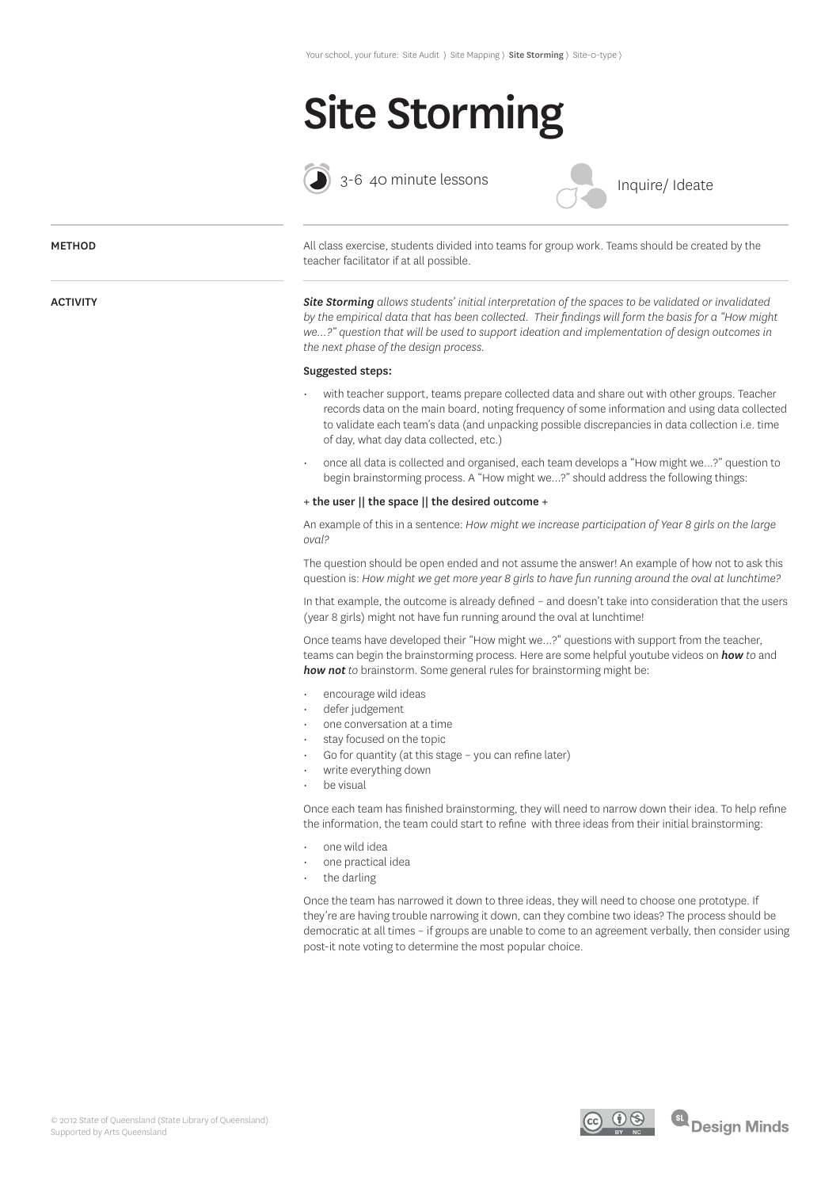Your school, your future: Site Audit 〉 Site Mapping 〉 **Site Storming** 〉 Site-o-type 〉

# Site Storming

3-6 40 minute lessons

Inquire/ Ideate

**METHOD**

All class exercise, students divided into teams for group work. Teams should be created by the teacher facilitator if at all possible.

**ACTIVITY**

***Site Storming*** *allows students' initial interpretation of the spaces to be validated or invalidated by the empirical data that has been collected. Their findings will form the basis for a "How might we...?" question that will be used to support ideation and implementation of design outcomes in the next phase of the design process.*

**Suggested steps:**

- with teacher support, teams prepare collected data and share out with other groups. Teacher records data on the main board, noting frequency of some information and using data collected to validate each team's data (and unpacking possible discrepancies in data collection i.e. time of day, what day data collected, etc.)
- once all data is collected and organised, each team develops a "How might we...?" question to begin brainstorming process. A "How might we...?" should address the following things:

+ **the user || the space || the desired outcome** +

An example of this in a sentence: *How might we increase participation of Year 8 girls on the large oval?*

The question should be open ended and not assume the answer! An example of how not to ask this question is: *How might we get more year 8 girls to have fun running around the oval at lunchtime?*

In that example, the outcome is already defined – and doesn't take into consideration that the users (year 8 girls) might not have fun running around the oval at lunchtime!

Once teams have developed their "How might we...?" questions with support from the teacher, teams can begin the brainstorming process. Here are some helpful youtube videos on ***how*** *to* and ***how not*** *to* brainstorm. Some general rules for brainstorming might be:

- encourage wild ideas
- defer judgement
- one conversation at a time
- stay focused on the topic
- Go for quantity (at this stage – you can refine later)
- write everything down
- be visual

Once each team has finished brainstorming, they will need to narrow down their idea. To help refine the information, the team could start to refine with three ideas from their initial brainstorming:

- one wild idea
- one practical idea
- the darling

Once the team has narrowed it down to three ideas, they will need to choose one prototype. If they're are having trouble narrowing it down, can they combine two ideas? The process should be democratic at all times – if groups are unable to come to an agreement verbally, then consider using post-it note voting to determine the most popular choice.

© 2012 State of Queensland (State Library of Queensland)
Supported by Arts Queensland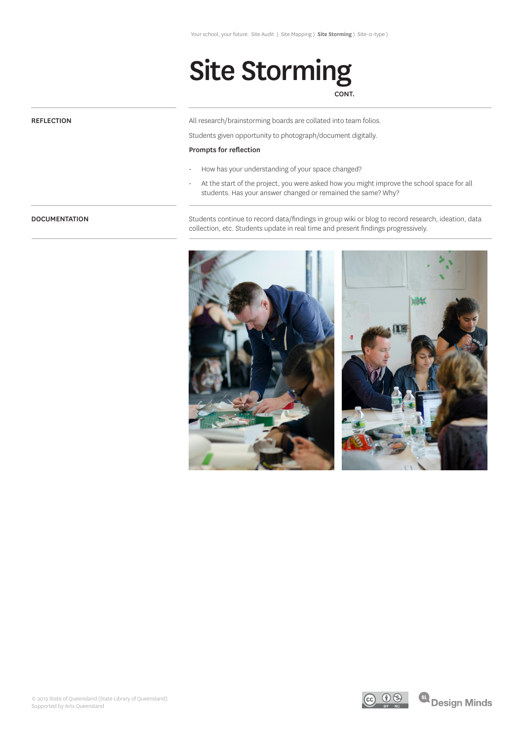# Site Storming

CONT.

**REFLECTION**

All research/brainstorming boards are collated into team folios.

Students given opportunity to photograph/document digitally.

**Prompts for reflection**

- How has your understanding of your space changed?
- At the start of the project, you were asked how you might improve the school space for all students. Has your answer changed or remained the same? Why?

**DOCUMENTATION**

Students continue to record data/findings in group wiki or blog to record research, ideation, data collection, etc. Students update in real time and present findings progressively.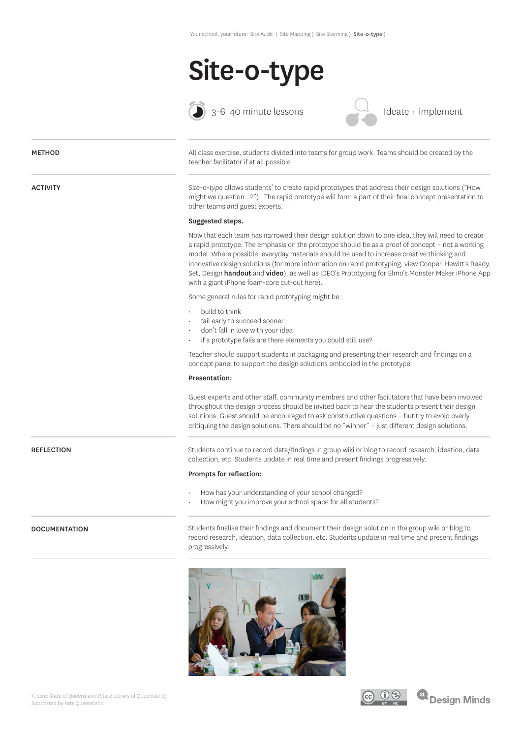Your school, your future: Site Audit 〉 Site Mapping 〉 Site Storming 〉 **Site-o-type** 〉

# Site-o-type

3-6 40 minute lessons

Ideate + implement

**METHOD**

All class exercise, students divided into teams for group work. Teams should be created by the teacher facilitator if at all possible.

**ACTIVITY**

*Site-o-type* allows students' to create rapid prototypes that address their design solutions ("How might we question...?"). The rapid prototype will form a part of their final concept presentation to other teams and guest experts.

**Suggested steps.**

Now that each team has narrowed their design solution down to one idea, they will need to create a rapid prototype. The emphasis on the prototype should be as a proof of concept – not a working model. Where possible, everyday materials should be used to increase creative thinking and innovative design solutions (for more information on rapid prototyping, view Cooper-Hewitt's Ready, Set, Design **handout** and **video**). as well as IDEO's Prototyping for Elmo's Monster Maker iPhone App with a giant iPhone foam-core cut-out here).

Some general rules for rapid prototyping might be:

- build to think
- fail early to succeed sooner
- don't fall in love with your idea
- if a prototype fails are there elements you could still use?

Teacher should support students in packaging and presenting their research and findings on a concept panel to support the design solutions embodied in the prototype.

**Presentation:**

Guest experts and other staff, community members and other facilitators that have been involved throughout the design process should be invited back to hear the students present their design solutions. Guest should be encouraged to ask constructive questions – but try to avoid overly critiquing the design solutions. There should be no "winner" – just different design solutions.

**REFLECTION**

Students continue to record data/findings in group wiki or blog to record research, ideation, data collection, etc. Students update in real time and present findings progressively.

**Prompts for reflection:**

- How has your understanding of your school changed?
- How might you improve your school space for all students?

**DOCUMENTATION**

Students finalise their findings and document their design solution in the group wiki or blog to record research, ideation, data collection, etc. Students update in real time and present findings progressively.

© 2012 State of Queensland (State Library of Queensland)
Supported by Arts Queensland

Design Minds